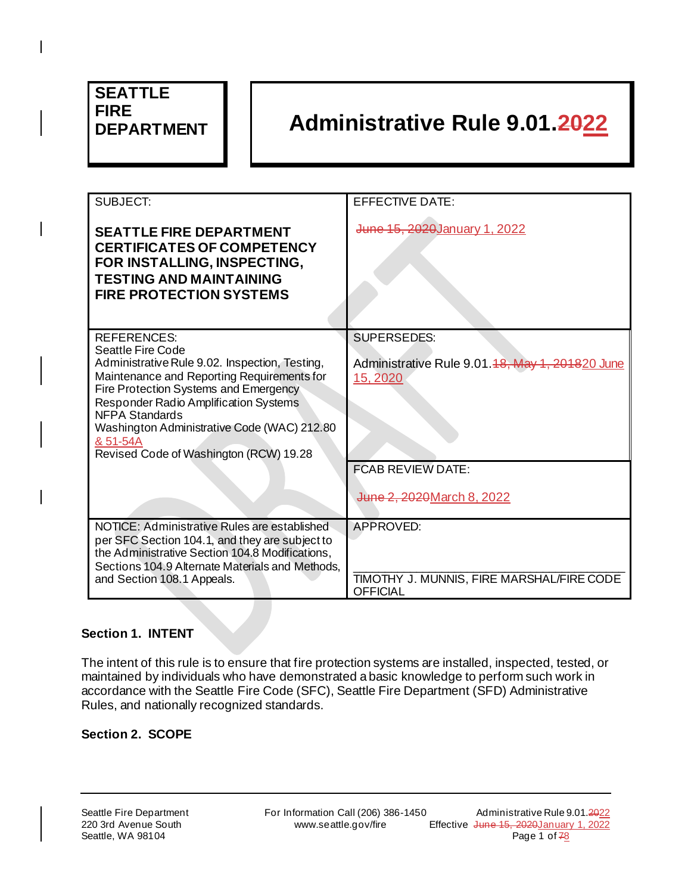**SEATTLE FIRE DEPARTMENT**

# Administrative Rule 9.01.~~20~~22

| SUBJECT:<br><br>**SEATTLE FIRE DEPARTMENT CERTIFICATES OF COMPETENCY FOR INSTALLING, INSPECTING, TESTING AND MAINTAINING FIRE PROTECTION SYSTEMS** | EFFECTIVE DATE:<br><br>~~June 15, 2020~~January 1, 2022 |
|---|---|
| REFERENCES:<br>Seattle Fire Code<br>Administrative Rule 9.02. Inspection, Testing, Maintenance and Reporting Requirements for Fire Protection Systems and Emergency Responder Radio Amplification Systems<br>NFPA Standards<br>Washington Administrative Code (WAC) 212.80 & 51-54A<br>Revised Code of Washington (RCW) 19.28 | SUPERSEDES:<br><br>Administrative Rule 9.01.~~18, May 1, 2018~~20 June 15, 2020<br><br>FCAB REVIEW DATE:<br><br>~~June 2, 2020~~March 8, 2022 |
| NOTICE: Administrative Rules are established per SFC Section 104.1, and they are subject to the Administrative Section 104.8 Modifications, Sections 104.9 Alternate Materials and Methods, and Section 108.1 Appeals. | APPROVED:<br><br>TIMOTHY J. MUNNIS, FIRE MARSHAL/FIRE CODE OFFICIAL |

## Section 1. INTENT

The intent of this rule is to ensure that fire protection systems are installed, inspected, tested, or maintained by individuals who have demonstrated a basic knowledge to perform such work in accordance with the Seattle Fire Code (SFC), Seattle Fire Department (SFD) Administrative Rules, and nationally recognized standards.

## Section 2. SCOPE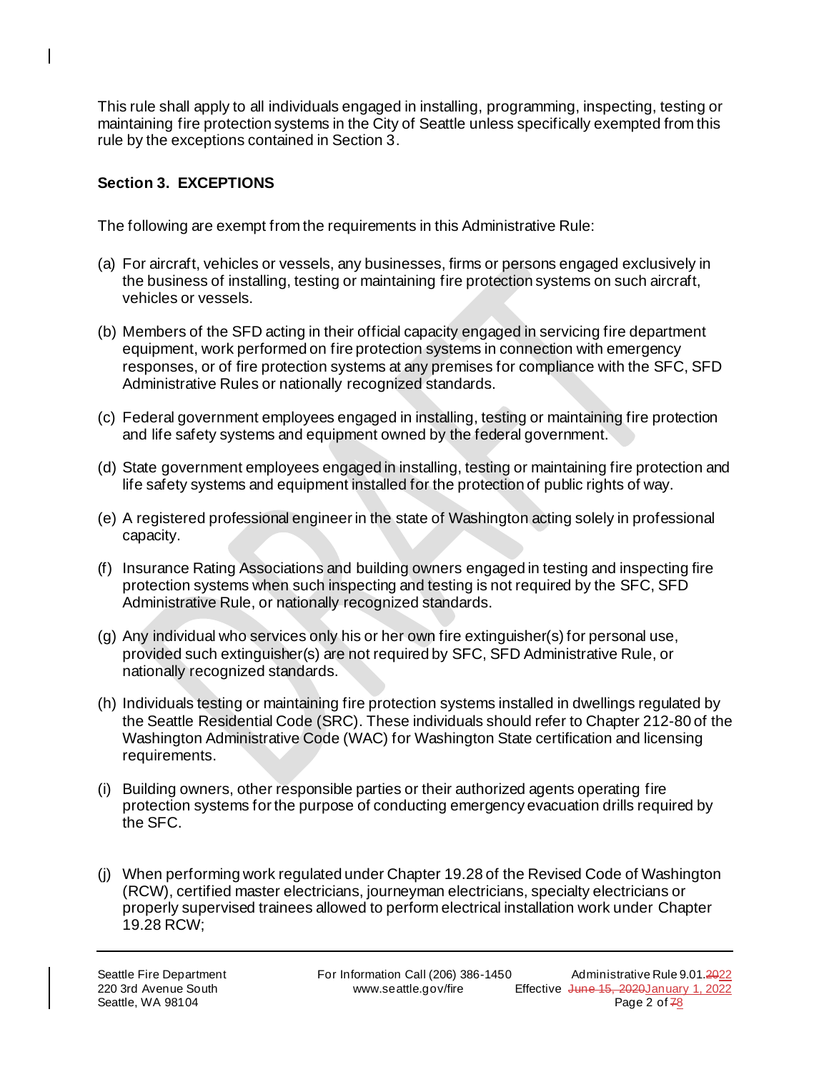This rule shall apply to all individuals engaged in installing, programming, inspecting, testing or maintaining fire protection systems in the City of Seattle unless specifically exempted from this rule by the exceptions contained in Section 3.

## Section 3. EXCEPTIONS

The following are exempt from the requirements in this Administrative Rule:

(a) For aircraft, vehicles or vessels, any businesses, firms or persons engaged exclusively in the business of installing, testing or maintaining fire protection systems on such aircraft, vehicles or vessels.

(b) Members of the SFD acting in their official capacity engaged in servicing fire department equipment, work performed on fire protection systems in connection with emergency responses, or of fire protection systems at any premises for compliance with the SFC, SFD Administrative Rules or nationally recognized standards.

(c) Federal government employees engaged in installing, testing or maintaining fire protection and life safety systems and equipment owned by the federal government.

(d) State government employees engaged in installing, testing or maintaining fire protection and life safety systems and equipment installed for the protection of public rights of way.

(e) A registered professional engineer in the state of Washington acting solely in professional capacity.

(f) Insurance Rating Associations and building owners engaged in testing and inspecting fire protection systems when such inspecting and testing is not required by the SFC, SFD Administrative Rule, or nationally recognized standards.

(g) Any individual who services only his or her own fire extinguisher(s) for personal use, provided such extinguisher(s) are not required by SFC, SFD Administrative Rule, or nationally recognized standards.

(h) Individuals testing or maintaining fire protection systems installed in dwellings regulated by the Seattle Residential Code (SRC). These individuals should refer to Chapter 212-80 of the Washington Administrative Code (WAC) for Washington State certification and licensing requirements.

(i) Building owners, other responsible parties or their authorized agents operating fire protection systems for the purpose of conducting emergency evacuation drills required by the SFC.

(j) When performing work regulated under Chapter 19.28 of the Revised Code of Washington (RCW), certified master electricians, journeyman electricians, specialty electricians or properly supervised trainees allowed to perform electrical installation work under Chapter 19.28 RCW;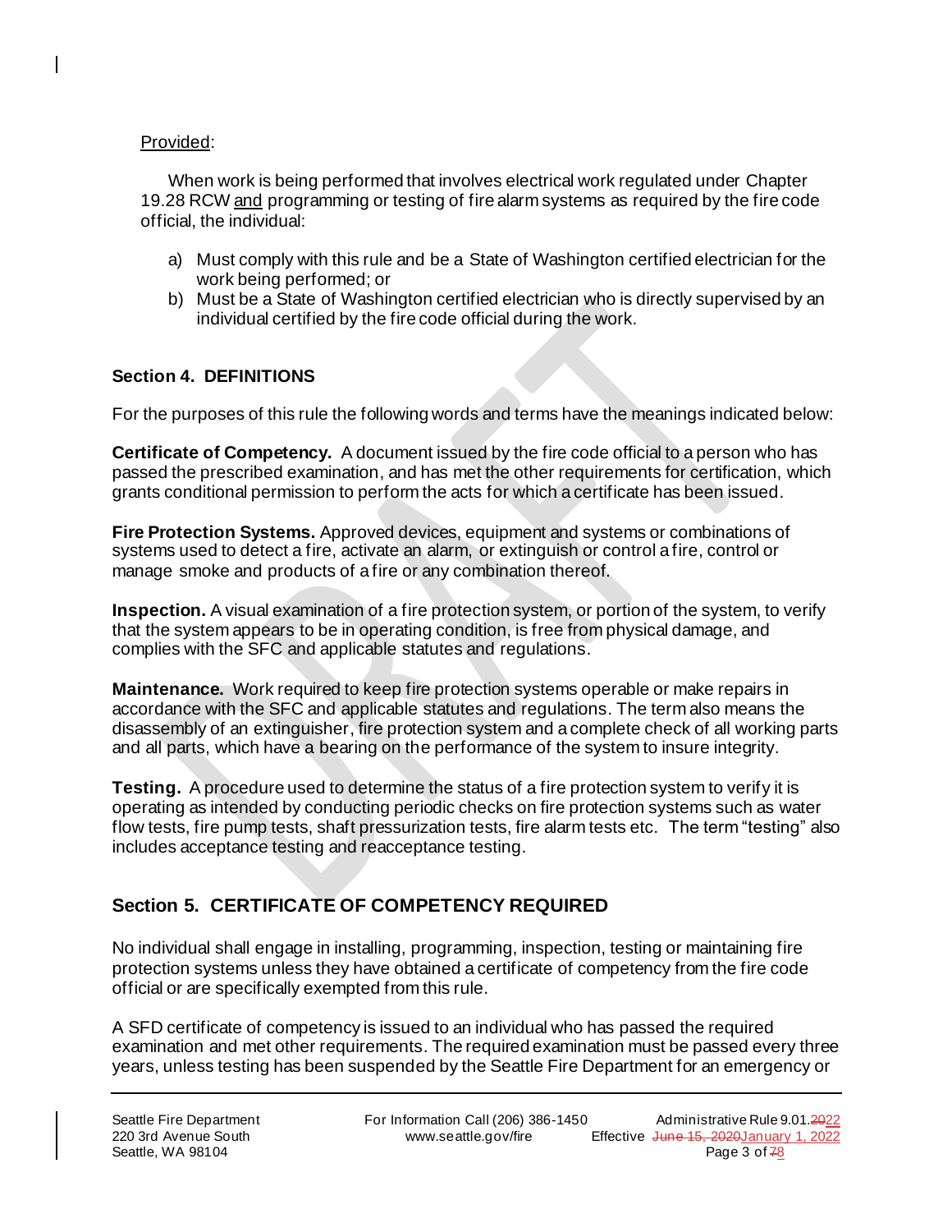Provided:

When work is being performed that involves electrical work regulated under Chapter 19.28 RCW and programming or testing of fire alarm systems as required by the fire code official, the individual:

a) Must comply with this rule and be a State of Washington certified electrician for the work being performed; or
b) Must be a State of Washington certified electrician who is directly supervised by an individual certified by the fire code official during the work.

## Section 4. DEFINITIONS

For the purposes of this rule the following words and terms have the meanings indicated below:

**Certificate of Competency.** A document issued by the fire code official to a person who has passed the prescribed examination, and has met the other requirements for certification, which grants conditional permission to perform the acts for which a certificate has been issued.

**Fire Protection Systems.** Approved devices, equipment and systems or combinations of systems used to detect a fire, activate an alarm, or extinguish or control a fire, control or manage smoke and products of a fire or any combination thereof.

**Inspection.** A visual examination of a fire protection system, or portion of the system, to verify that the system appears to be in operating condition, is free from physical damage, and complies with the SFC and applicable statutes and regulations.

**Maintenance.** Work required to keep fire protection systems operable or make repairs in accordance with the SFC and applicable statutes and regulations. The term also means the disassembly of an extinguisher, fire protection system and a complete check of all working parts and all parts, which have a bearing on the performance of the system to insure integrity.

**Testing.** A procedure used to determine the status of a fire protection system to verify it is operating as intended by conducting periodic checks on fire protection systems such as water flow tests, fire pump tests, shaft pressurization tests, fire alarm tests etc. The term "testing" also includes acceptance testing and reacceptance testing.

## Section 5. CERTIFICATE OF COMPETENCY REQUIRED

No individual shall engage in installing, programming, inspection, testing or maintaining fire protection systems unless they have obtained a certificate of competency from the fire code official or are specifically exempted from this rule.

A SFD certificate of competency is issued to an individual who has passed the required examination and met other requirements. The required examination must be passed every three years, unless testing has been suspended by the Seattle Fire Department for an emergency or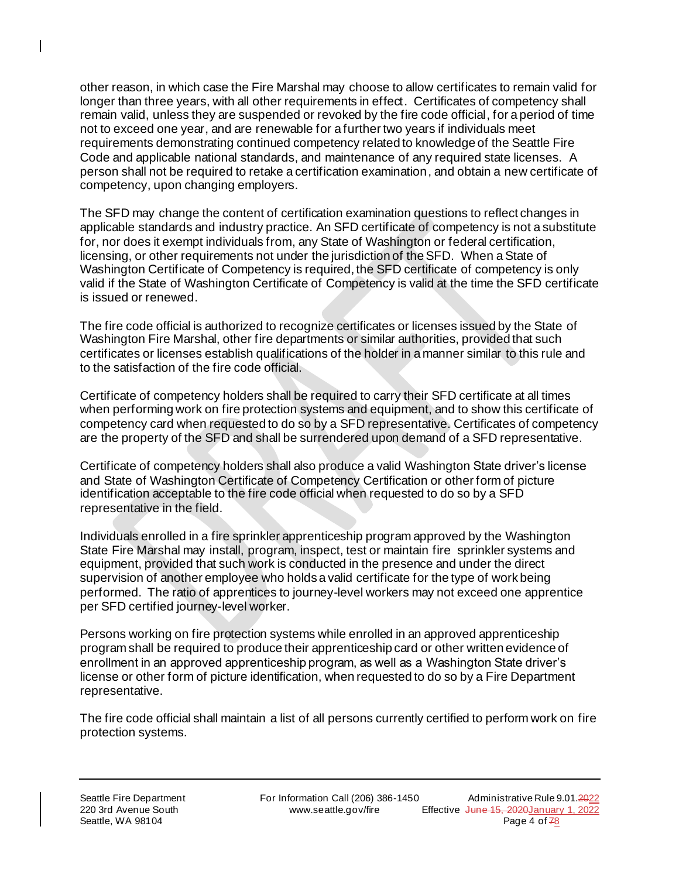other reason, in which case the Fire Marshal may choose to allow certificates to remain valid for longer than three years, with all other requirements in effect. Certificates of competency shall remain valid, unless they are suspended or revoked by the fire code official, for a period of time not to exceed one year, and are renewable for a further two years if individuals meet requirements demonstrating continued competency related to knowledge of the Seattle Fire Code and applicable national standards, and maintenance of any required state licenses. A person shall not be required to retake a certification examination, and obtain a new certificate of competency, upon changing employers.

The SFD may change the content of certification examination questions to reflect changes in applicable standards and industry practice. An SFD certificate of competency is not a substitute for, nor does it exempt individuals from, any State of Washington or federal certification, licensing, or other requirements not under the jurisdiction of the SFD. When a State of Washington Certificate of Competency is required, the SFD certificate of competency is only valid if the State of Washington Certificate of Competency is valid at the time the SFD certificate is issued or renewed.

The fire code official is authorized to recognize certificates or licenses issued by the State of Washington Fire Marshal, other fire departments or similar authorities, provided that such certificates or licenses establish qualifications of the holder in a manner similar to this rule and to the satisfaction of the fire code official.

Certificate of competency holders shall be required to carry their SFD certificate at all times when performing work on fire protection systems and equipment, and to show this certificate of competency card when requested to do so by a SFD representative. Certificates of competency are the property of the SFD and shall be surrendered upon demand of a SFD representative.

Certificate of competency holders shall also produce a valid Washington State driver's license and State of Washington Certificate of Competency Certification or other form of picture identification acceptable to the fire code official when requested to do so by a SFD representative in the field.

Individuals enrolled in a fire sprinkler apprenticeship program approved by the Washington State Fire Marshal may install, program, inspect, test or maintain fire sprinkler systems and equipment, provided that such work is conducted in the presence and under the direct supervision of another employee who holds a valid certificate for the type of work being performed. The ratio of apprentices to journey-level workers may not exceed one apprentice per SFD certified journey-level worker.

Persons working on fire protection systems while enrolled in an approved apprenticeship program shall be required to produce their apprenticeship card or other written evidence of enrollment in an approved apprenticeship program, as well as a Washington State driver's license or other form of picture identification, when requested to do so by a Fire Department representative.

The fire code official shall maintain a list of all persons currently certified to perform work on fire protection systems.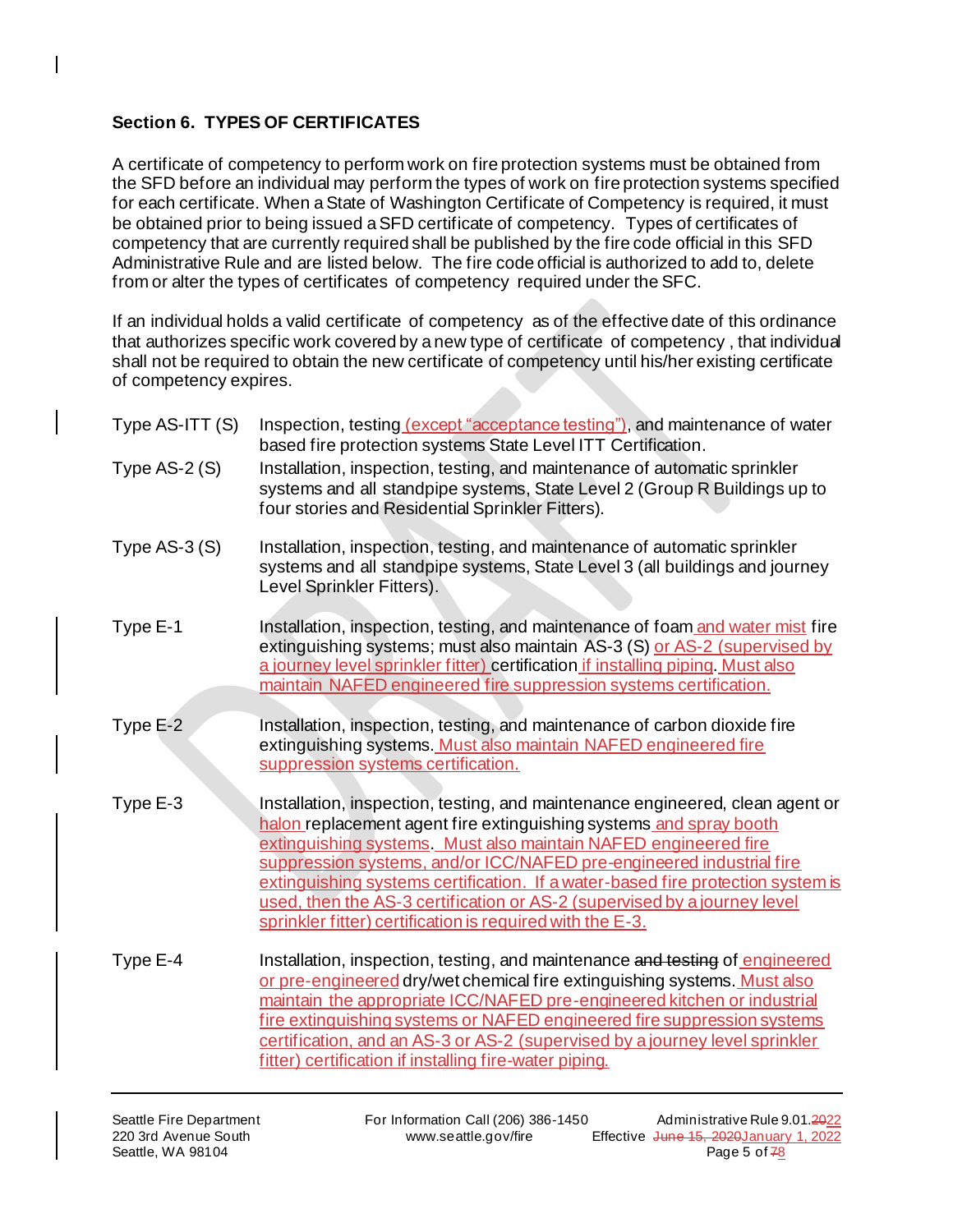**Section 6. TYPES OF CERTIFICATES**

A certificate of competency to perform work on fire protection systems must be obtained from the SFD before an individual may perform the types of work on fire protection systems specified for each certificate. When a State of Washington Certificate of Competency is required, it must be obtained prior to being issued a SFD certificate of competency. Types of certificates of competency that are currently required shall be published by the fire code official in this SFD Administrative Rule and are listed below. The fire code official is authorized to add to, delete from or alter the types of certificates of competency required under the SFC.

If an individual holds a valid certificate of competency as of the effective date of this ordinance that authorizes specific work covered by a new type of certificate of competency , that individual shall not be required to obtain the new certificate of competency until his/her existing certificate of competency expires.

| | |
|---|---|
| Type AS-ITT (S) | Inspection, testing (except "acceptance testing"), and maintenance of water based fire protection systems State Level ITT Certification. |
| Type AS-2 (S) | Installation, inspection, testing, and maintenance of automatic sprinkler systems and all standpipe systems, State Level 2 (Group R Buildings up to four stories and Residential Sprinkler Fitters). |
| Type AS-3 (S) | Installation, inspection, testing, and maintenance of automatic sprinkler systems and all standpipe systems, State Level 3 (all buildings and journey Level Sprinkler Fitters). |
| Type E-1 | Installation, inspection, testing, and maintenance of foam and water mist fire extinguishing systems; must also maintain AS-3 (S) or AS-2 (supervised by a journey level sprinkler fitter) certification if installing piping. Must also maintain NAFED engineered fire suppression systems certification. |
| Type E-2 | Installation, inspection, testing, and maintenance of carbon dioxide fire extinguishing systems. Must also maintain NAFED engineered fire suppression systems certification. |
| Type E-3 | Installation, inspection, testing, and maintenance engineered, clean agent or halon replacement agent fire extinguishing systems and spray booth extinguishing systems. Must also maintain NAFED engineered fire suppression systems, and/or ICC/NAFED pre-engineered industrial fire extinguishing systems certification. If a water-based fire protection system is used, then the AS-3 certification or AS-2 (supervised by a journey level sprinkler fitter) certification is required with the E-3. |
| Type E-4 | Installation, inspection, testing, and maintenance ~~and testing~~ of engineered or pre-engineered dry/wet chemical fire extinguishing systems. Must also maintain the appropriate ICC/NAFED pre-engineered kitchen or industrial fire extinguishing systems or NAFED engineered fire suppression systems certification, and an AS-3 or AS-2 (supervised by a journey level sprinkler fitter) certification if installing fire-water piping. |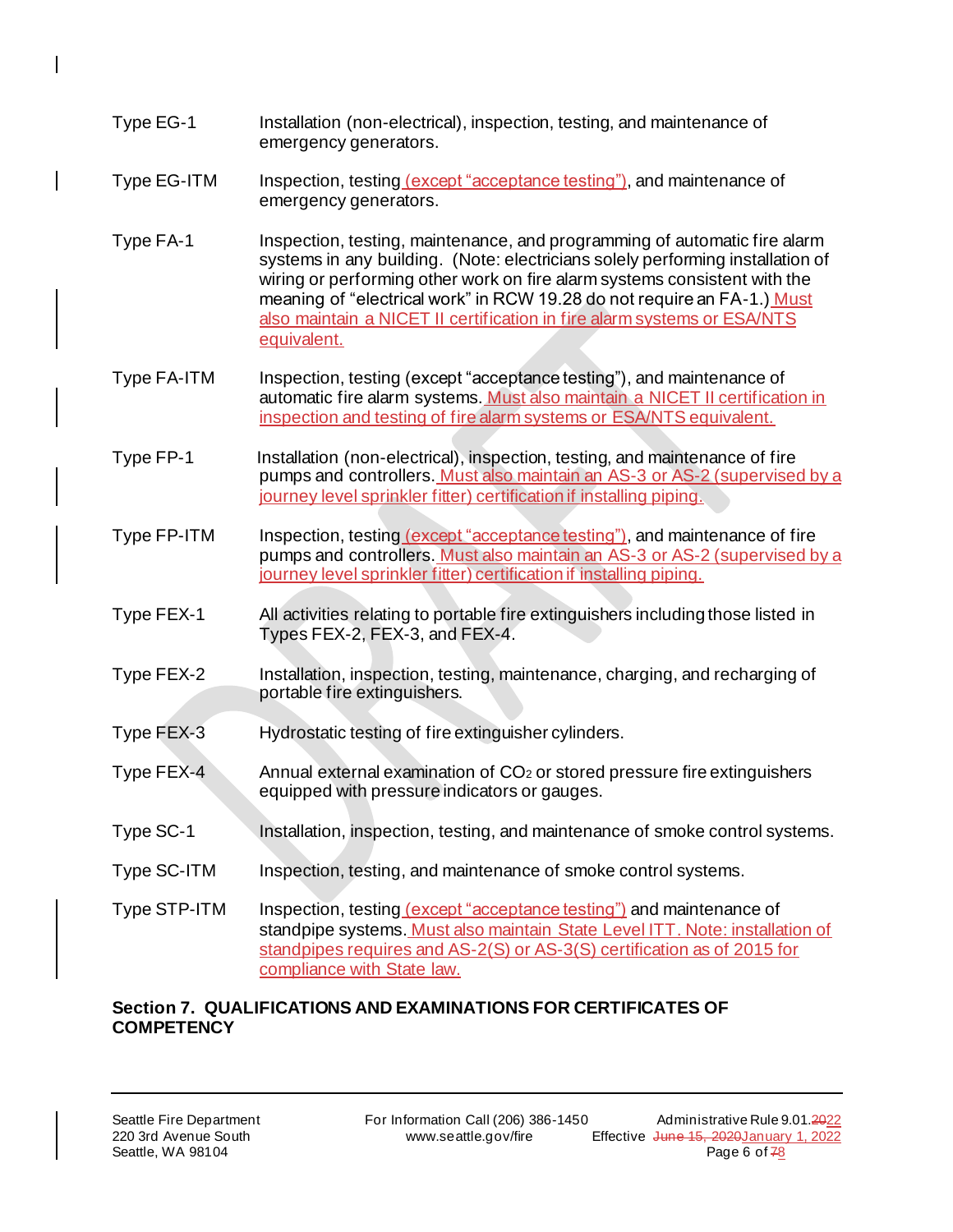| Type | Description |
| --- | --- |
| Type EG-1 | Installation (non-electrical), inspection, testing, and maintenance of emergency generators. |
| Type EG-ITM | Inspection, testing (except "acceptance testing"), and maintenance of emergency generators. |
| Type FA-1 | Inspection, testing, maintenance, and programming of automatic fire alarm systems in any building. (Note: electricians solely performing installation of wiring or performing other work on fire alarm systems consistent with the meaning of "electrical work" in RCW 19.28 do not require an FA-1.) Must also maintain a NICET II certification in fire alarm systems or ESA/NTS equivalent. |
| Type FA-ITM | Inspection, testing (except "acceptance testing"), and maintenance of automatic fire alarm systems. Must also maintain a NICET II certification in inspection and testing of fire alarm systems or ESA/NTS equivalent. |
| Type FP-1 | Installation (non-electrical), inspection, testing, and maintenance of fire pumps and controllers. Must also maintain an AS-3 or AS-2 (supervised by a journey level sprinkler fitter) certification if installing piping. |
| Type FP-ITM | Inspection, testing (except "acceptance testing"), and maintenance of fire pumps and controllers. Must also maintain an AS-3 or AS-2 (supervised by a journey level sprinkler fitter) certification if installing piping. |
| Type FEX-1 | All activities relating to portable fire extinguishers including those listed in Types FEX-2, FEX-3, and FEX-4. |
| Type FEX-2 | Installation, inspection, testing, maintenance, charging, and recharging of portable fire extinguishers. |
| Type FEX-3 | Hydrostatic testing of fire extinguisher cylinders. |
| Type FEX-4 | Annual external examination of $CO_2$ or stored pressure fire extinguishers equipped with pressure indicators or gauges. |
| Type SC-1 | Installation, inspection, testing, and maintenance of smoke control systems. |
| Type SC-ITM | Inspection, testing, and maintenance of smoke control systems. |
| Type STP-ITM | Inspection, testing (except "acceptance testing") and maintenance of standpipe systems. Must also maintain State Level ITT. Note: installation of standpipes requires and AS-2(S) or AS-3(S) certification as of 2015 for compliance with State law. |

## Section 7. QUALIFICATIONS AND EXAMINATIONS FOR CERTIFICATES OF COMPETENCY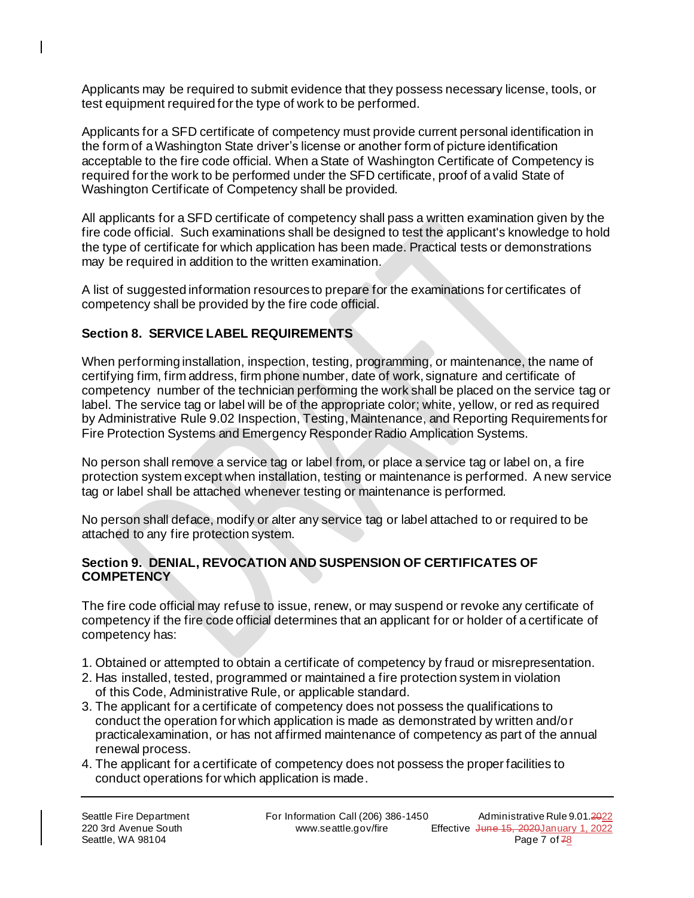Applicants may be required to submit evidence that they possess necessary license, tools, or test equipment required for the type of work to be performed.

Applicants for a SFD certificate of competency must provide current personal identification in the form of a Washington State driver's license or another form of picture identification acceptable to the fire code official. When a State of Washington Certificate of Competency is required for the work to be performed under the SFD certificate, proof of a valid State of Washington Certificate of Competency shall be provided.

All applicants for a SFD certificate of competency shall pass a written examination given by the fire code official. Such examinations shall be designed to test the applicant's knowledge to hold the type of certificate for which application has been made. Practical tests or demonstrations may be required in addition to the written examination.

A list of suggested information resources to prepare for the examinations for certificates of competency shall be provided by the fire code official.

## Section 8. SERVICE LABEL REQUIREMENTS

When performing installation, inspection, testing, programming, or maintenance, the name of certifying firm, firm address, firm phone number, date of work, signature and certificate of competency number of the technician performing the work shall be placed on the service tag or label. The service tag or label will be of the appropriate color; white, yellow, or red as required by Administrative Rule 9.02 Inspection, Testing, Maintenance, and Reporting Requirements for Fire Protection Systems and Emergency Responder Radio Amplication Systems.

No person shall remove a service tag or label from, or place a service tag or label on, a fire protection system except when installation, testing or maintenance is performed. A new service tag or label shall be attached whenever testing or maintenance is performed.

No person shall deface, modify or alter any service tag or label attached to or required to be attached to any fire protection system.

## Section 9. DENIAL, REVOCATION AND SUSPENSION OF CERTIFICATES OF COMPETENCY

The fire code official may refuse to issue, renew, or may suspend or revoke any certificate of competency if the fire code official determines that an applicant for or holder of a certificate of competency has:

1. Obtained or attempted to obtain a certificate of competency by fraud or misrepresentation.
2. Has installed, tested, programmed or maintained a fire protection system in violation of this Code, Administrative Rule, or applicable standard.
3. The applicant for a certificate of competency does not possess the qualifications to conduct the operation for which application is made as demonstrated by written and/or practicalexamination, or has not affirmed maintenance of competency as part of the annual renewal process.
4. The applicant for a certificate of competency does not possess the proper facilities to conduct operations for which application is made.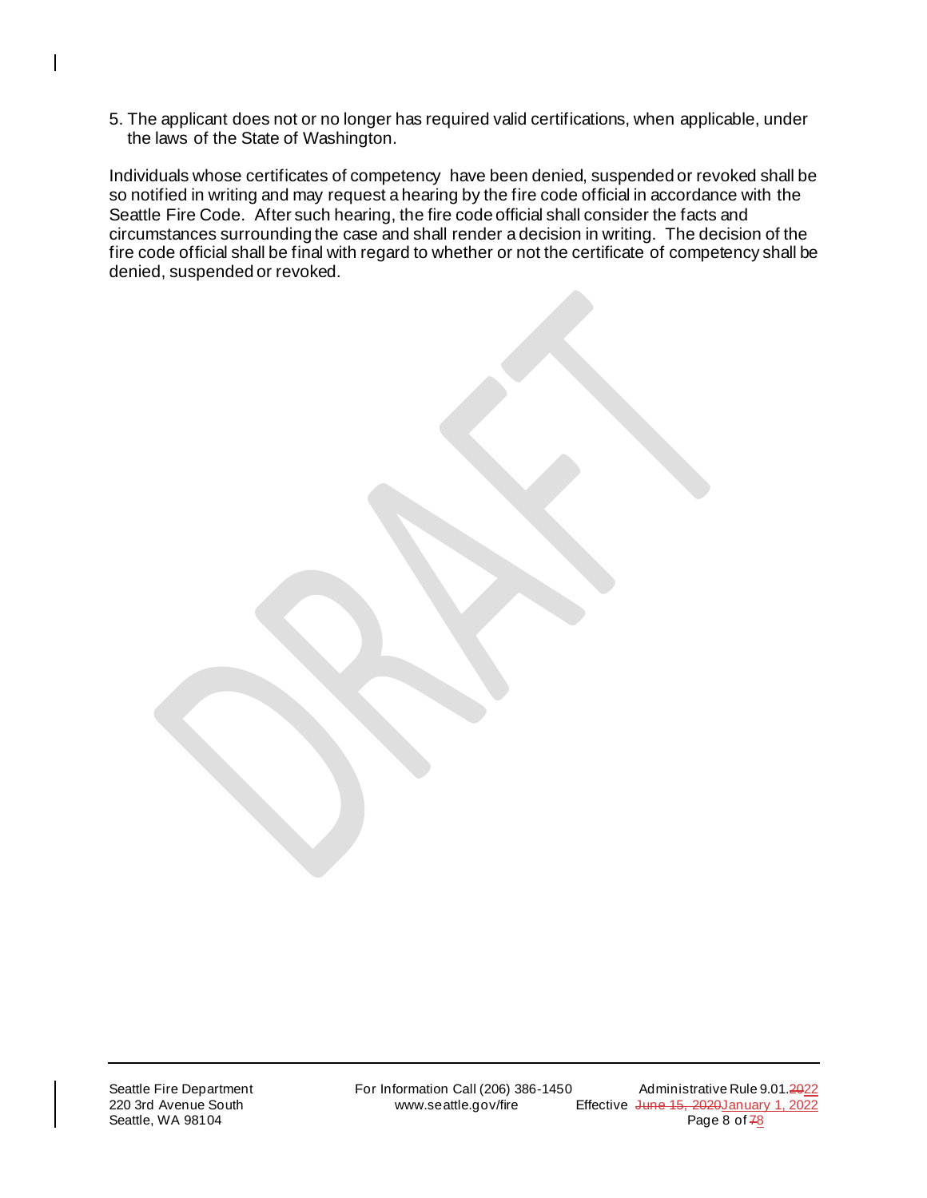5. The applicant does not or no longer has required valid certifications, when applicable, under the laws of the State of Washington.

Individuals whose certificates of competency have been denied, suspended or revoked shall be so notified in writing and may request a hearing by the fire code official in accordance with the Seattle Fire Code. After such hearing, the fire code official shall consider the facts and circumstances surrounding the case and shall render a decision in writing. The decision of the fire code official shall be final with regard to whether or not the certificate of competency shall be denied, suspended or revoked.